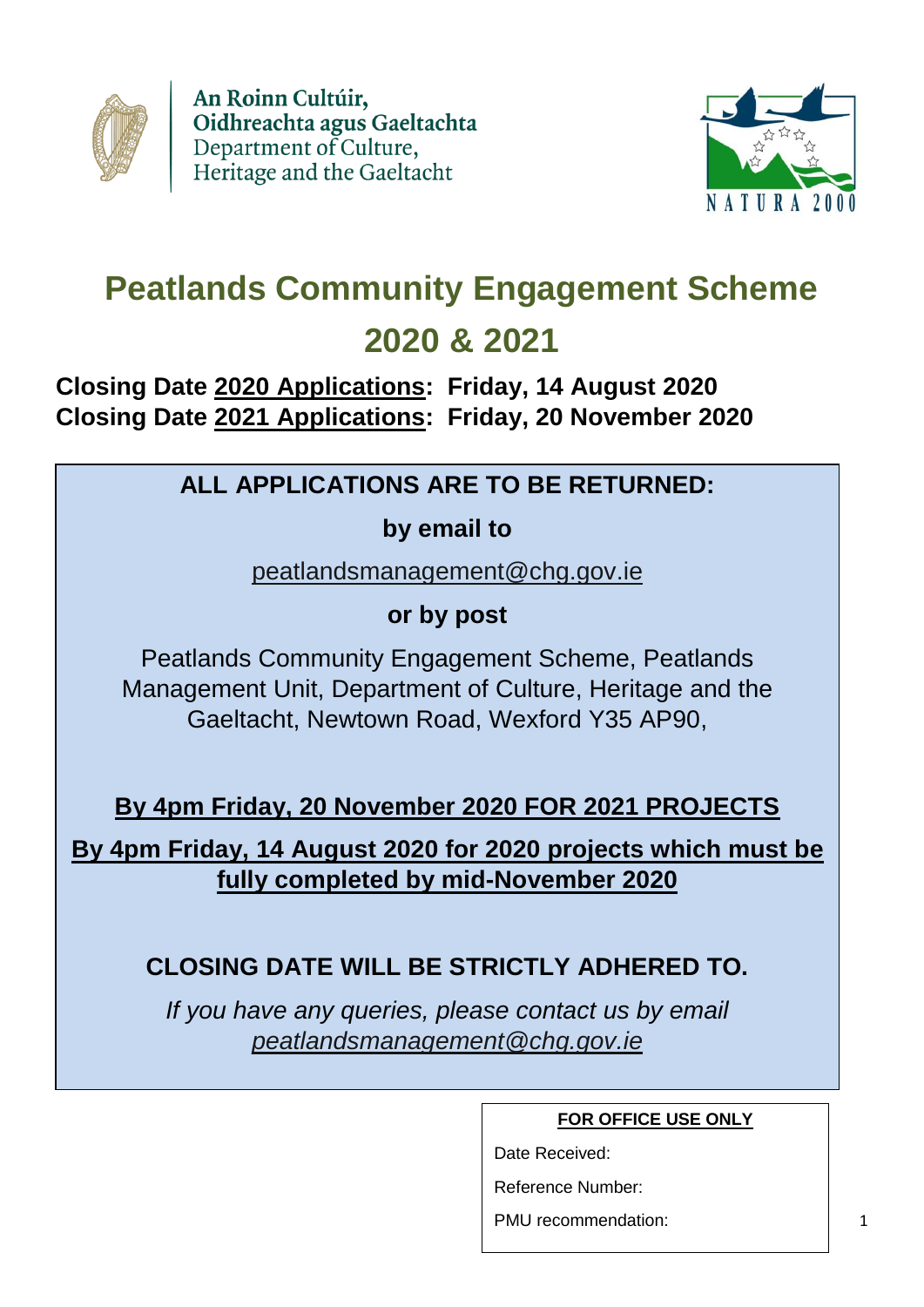An Roinn Cultúir, Oidhreachta agus Gaeltachta
Department of Culture, Heritage and the Gaeltacht

NATURA 2000

# Peatlands Community Engagement Scheme 2020 & 2021

**Closing Date 2020 Applications: Friday, 14 August 2020**
**Closing Date 2021 Applications: Friday, 20 November 2020**

**ALL APPLICATIONS ARE TO BE RETURNED:**

**by email to**

peatlandsmanagement@chg.gov.ie

**or by post**

Peatlands Community Engagement Scheme, Peatlands Management Unit, Department of Culture, Heritage and the Gaeltacht, Newtown Road, Wexford Y35 AP90,

**By 4pm Friday, 20 November 2020 FOR 2021 PROJECTS**

**By 4pm Friday, 14 August 2020 for 2020 projects which must be fully completed by mid-November 2020**

**CLOSING DATE WILL BE STRICTLY ADHERED TO.**

*If you have any queries, please contact us by email peatlandsmanagement@chg.gov.ie*

| **FOR OFFICE USE ONLY** |
| --- |
| Date Received: |
| Reference Number: |
| PMU recommendation: |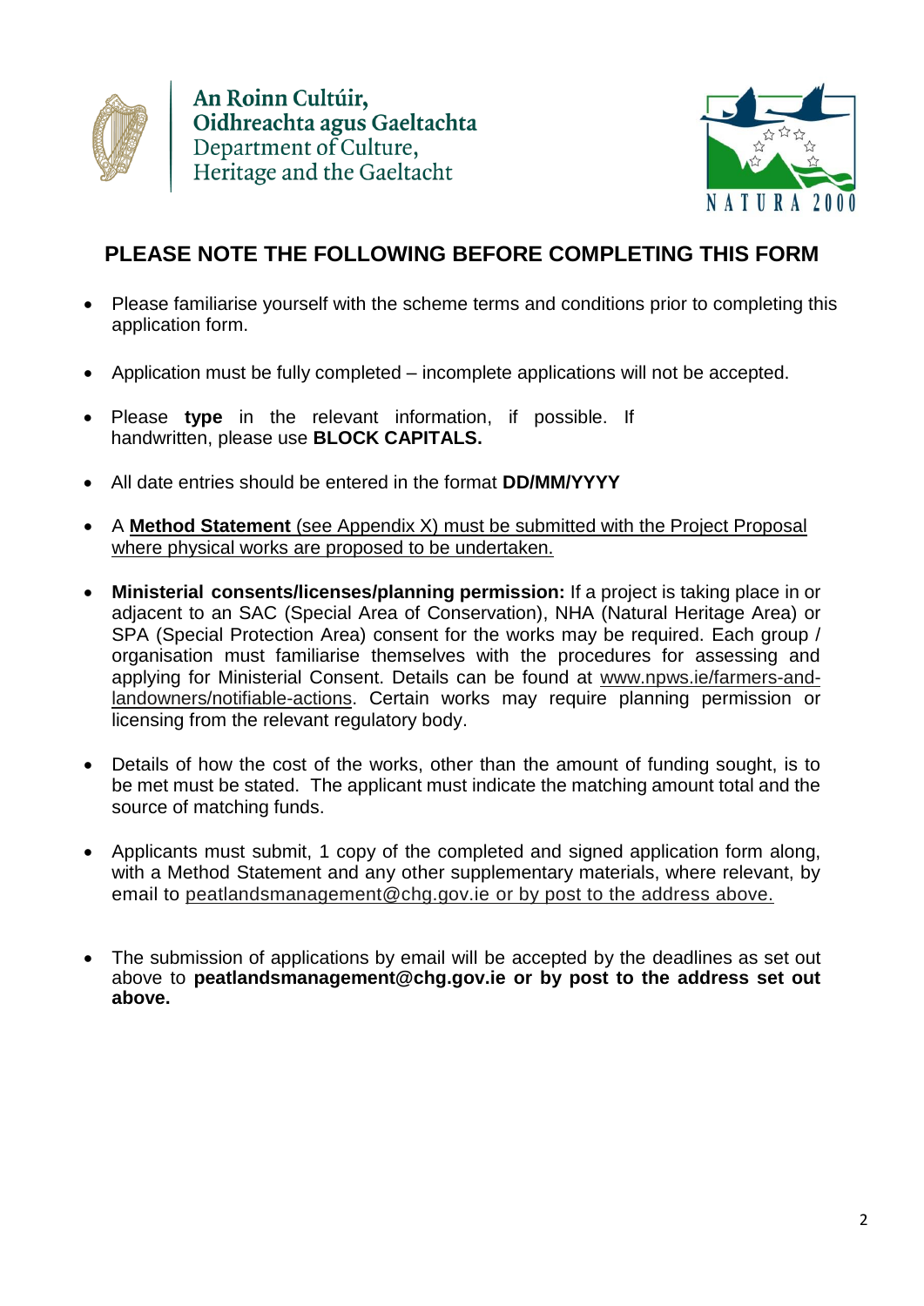An Roinn Cultúir,
Oidhreachta agus Gaeltachta
Department of Culture,
Heritage and the Gaeltacht

NATURA 2000

## PLEASE NOTE THE FOLLOWING BEFORE COMPLETING THIS FORM

- Please familiarise yourself with the scheme terms and conditions prior to completing this application form.
- Application must be fully completed – incomplete applications will not be accepted.
- Please **type** in the relevant information, if possible. If handwritten, please use **BLOCK CAPITALS.**
- All date entries should be entered in the format **DD/MM/YYYY**
- A **Method Statement** (see Appendix X) must be submitted with the Project Proposal where physical works are proposed to be undertaken.
- **Ministerial consents/licenses/planning permission:** If a project is taking place in or adjacent to an SAC (Special Area of Conservation), NHA (Natural Heritage Area) or SPA (Special Protection Area) consent for the works may be required. Each group / organisation must familiarise themselves with the procedures for assessing and applying for Ministerial Consent. Details can be found at www.npws.ie/farmers-and-landowners/notifiable-actions. Certain works may require planning permission or licensing from the relevant regulatory body.
- Details of how the cost of the works, other than the amount of funding sought, is to be met must be stated. The applicant must indicate the matching amount total and the source of matching funds.
- Applicants must submit, 1 copy of the completed and signed application form along, with a Method Statement and any other supplementary materials, where relevant, by email to peatlandsmanagement@chg.gov.ie or by post to the address above.
- The submission of applications by email will be accepted by the deadlines as set out above to **peatlandsmanagement@chg.gov.ie or by post to the address set out above.**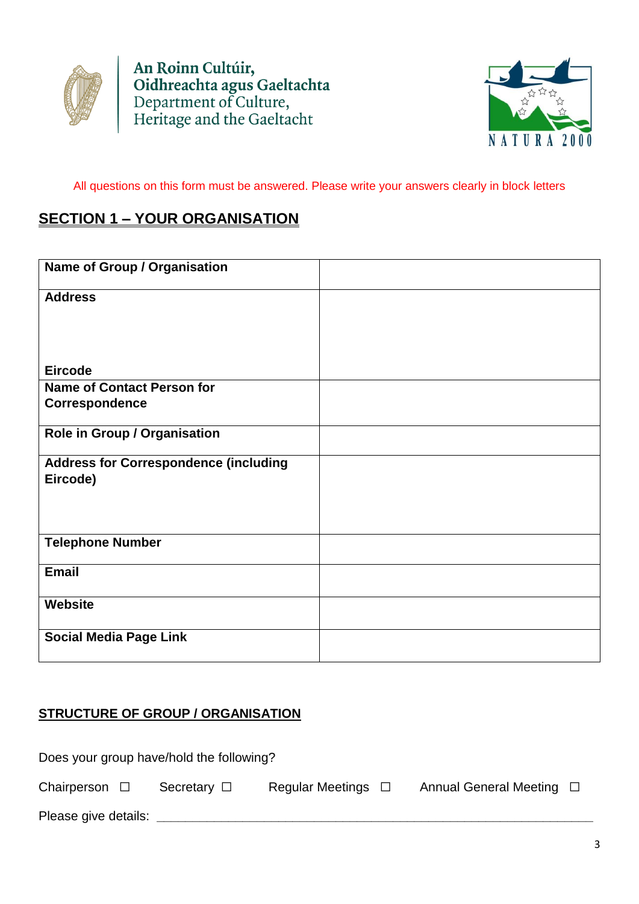An Roinn Cultúir, Oidhreachta agus Gaeltachta
Department of Culture, Heritage and the Gaeltacht

NATURA 2000

All questions on this form must be answered. Please write your answers clearly in block letters

## SECTION 1 – YOUR ORGANISATION

| | |
|---|---|
| **Name of Group / Organisation** | |
| **Address**<br><br><br>**Eircode** | |
| **Name of Contact Person for Correspondence** | |
| **Role in Group / Organisation** | |
| **Address for Correspondence (including Eircode)** | |
| **Telephone Number** | |
| **Email** | |
| **Website** | |
| **Social Media Page Link** | |

### STRUCTURE OF GROUP / ORGANISATION

Does your group have/hold the following?

Chairperson ☐ Secretary ☐ Regular Meetings ☐ Annual General Meeting ☐

Please give details: ___________________________________________________________________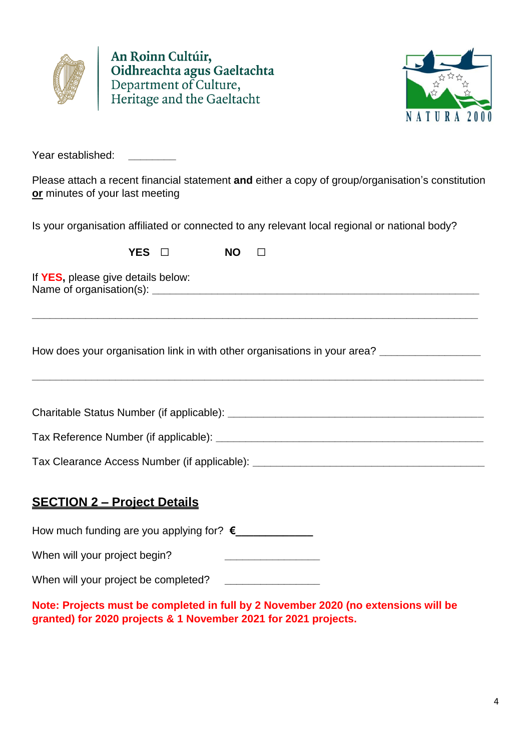An Roinn Cultúir, Oidhreachta agus Gaeltachta
Department of Culture, Heritage and the Gaeltacht

NATURA 2000

Year established: ________

Please attach a recent financial statement **and** either a copy of group/organisation's constitution **or** minutes of your last meeting

Is your organisation affiliated or connected to any relevant local regional or national body?

**YES** ☐ **NO** ☐

If **YES,** please give details below:
Name of organisation(s): ____________________________________________________________

______________________________________________________________________________

How does your organisation link in with other organisations in your area? ________________

______________________________________________________________________________

Charitable Status Number (if applicable): __________________________________________

Tax Reference Number (if applicable): ____________________________________________

Tax Clearance Access Number (if applicable): ______________________________________

## SECTION 2 – Project Details

How much funding are you applying for? **€____________**

When will your project begin? ________________

When will your project be completed? ________________

**Note: Projects must be completed in full by 2 November 2020 (no extensions will be granted) for 2020 projects & 1 November 2021 for 2021 projects.**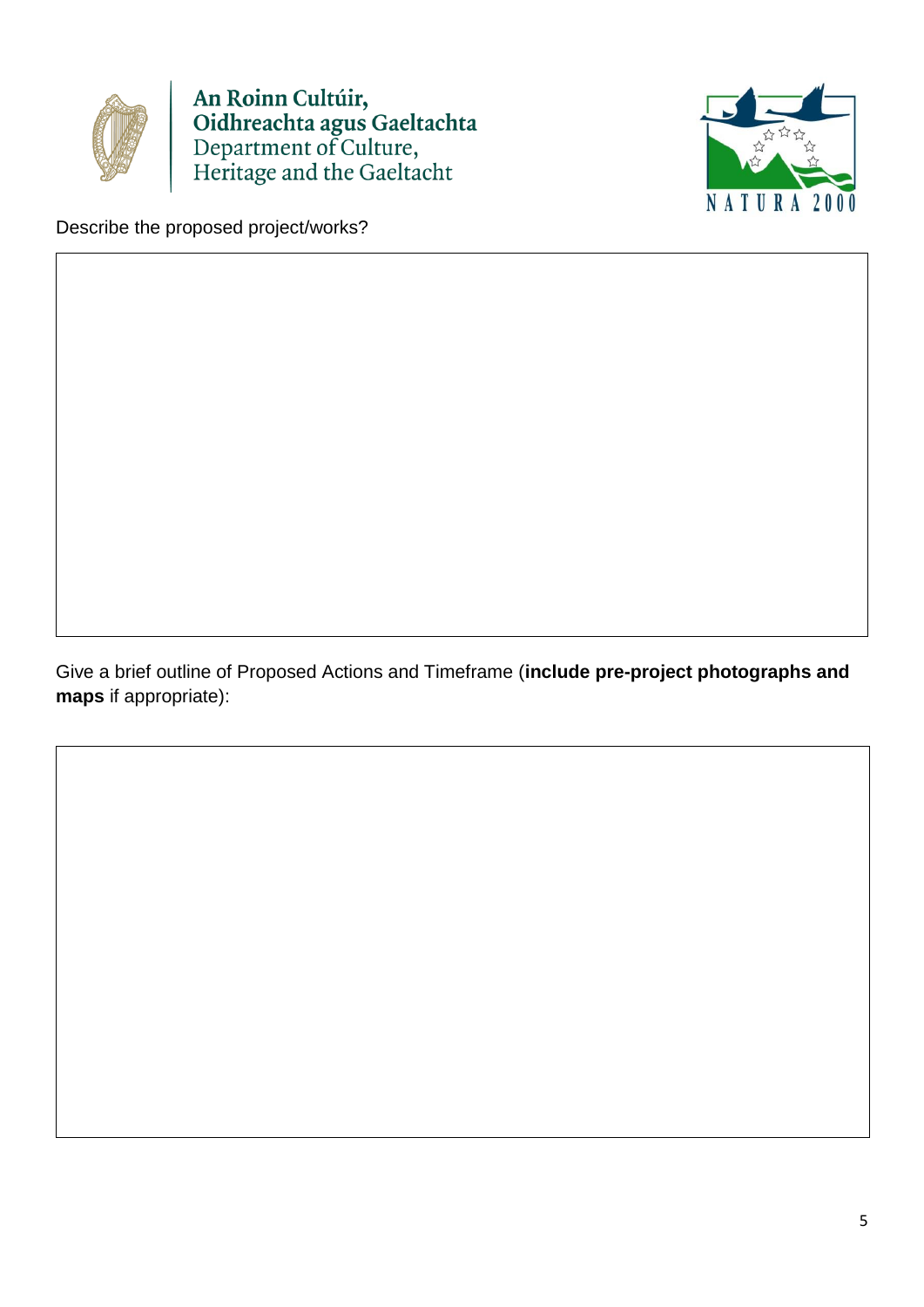Describe the proposed project/works?

Give a brief outline of Proposed Actions and Timeframe (**include pre-project photographs and maps** if appropriate):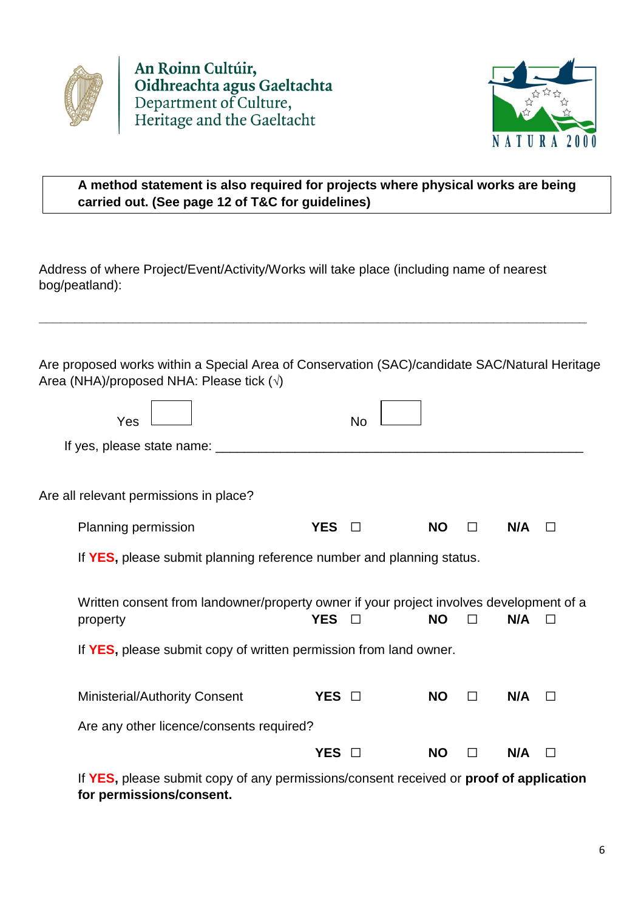An Roinn Cultúir,
Oidhreachta agus Gaeltachta
Department of Culture,
Heritage and the Gaeltacht

NATURA 2000

**A method statement is also required for projects where physical works are being carried out. (See page 12 of T&C for guidelines)**

Address of where Project/Event/Activity/Works will take place (including name of nearest bog/peatland):

_______________________________________________________________________________

Are proposed works within a Special Area of Conservation (SAC)/candidate SAC/Natural Heritage Area (NHA)/proposed NHA: Please tick (√)

Yes ☐  No ☐

If yes, please state name: _______________________________________________

Are all relevant permissions in place?

Planning permission **YES** ☐ **NO** ☐ **N/A** ☐

If **YES,** please submit planning reference number and planning status.

Written consent from landowner/property owner if your project involves development of a property **YES** ☐ **NO** ☐ **N/A** ☐

If **YES,** please submit copy of written permission from land owner.

Ministerial/Authority Consent **YES** ☐ **NO** ☐ **N/A** ☐

Are any other licence/consents required?

**YES** ☐ **NO** ☐ **N/A** ☐

If **YES,** please submit copy of any permissions/consent received or **proof of application for permissions/consent.**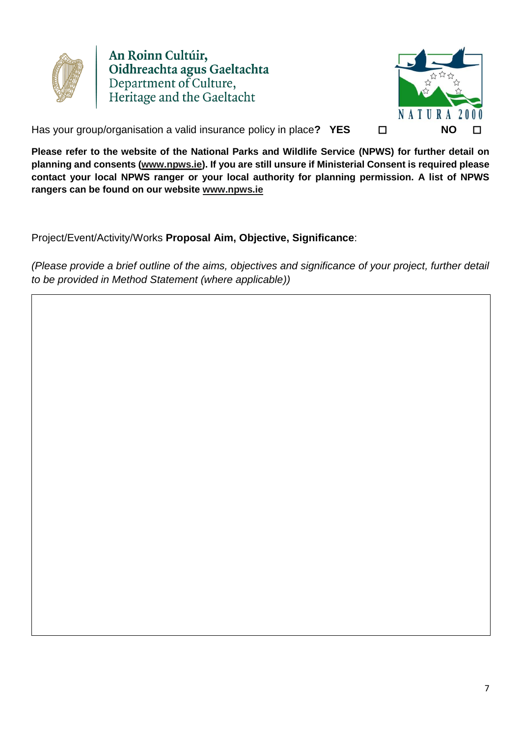An Roinn Cultúir, Oidhreachta agus Gaeltachta
Department of Culture, Heritage and the Gaeltacht

NATURA 2000

Has your group/organisation a valid insurance policy in place**?** **YES** ☐ **NO** ☐

**Please refer to the website of the National Parks and Wildlife Service (NPWS) for further detail on planning and consents (www.npws.ie). If you are still unsure if Ministerial Consent is required please contact your local NPWS ranger or your local authority for planning permission. A list of NPWS rangers can be found on our website www.npws.ie**

Project/Event/Activity/Works **Proposal Aim, Objective, Significance**:

*(Please provide a brief outline of the aims, objectives and significance of your project, further detail to be provided in Method Statement (where applicable))*

| |
|---|
| |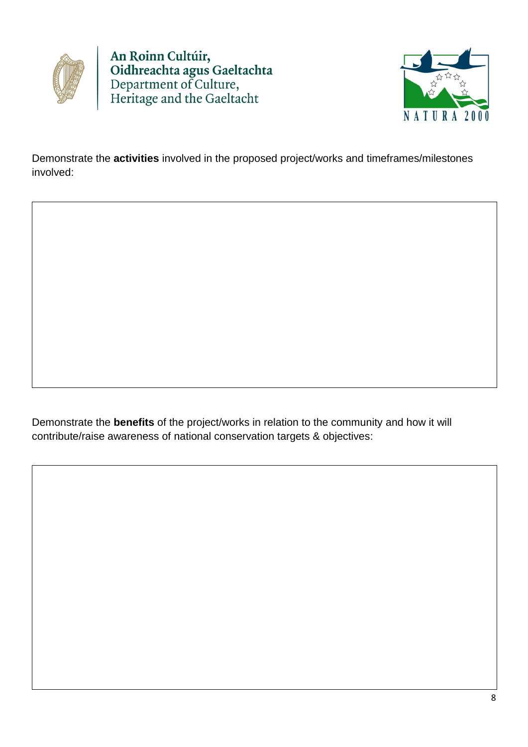An Roinn Cultúir, Oidhreachta agus Gaeltachta
Department of Culture, Heritage and the Gaeltacht

NATURA 2000

Demonstrate the **activities** involved in the proposed project/works and timeframes/milestones involved:

|  |
| --- |
|  |

Demonstrate the **benefits** of the project/works in relation to the community and how it will contribute/raise awareness of national conservation targets & objectives:

|  |
| --- |
|  |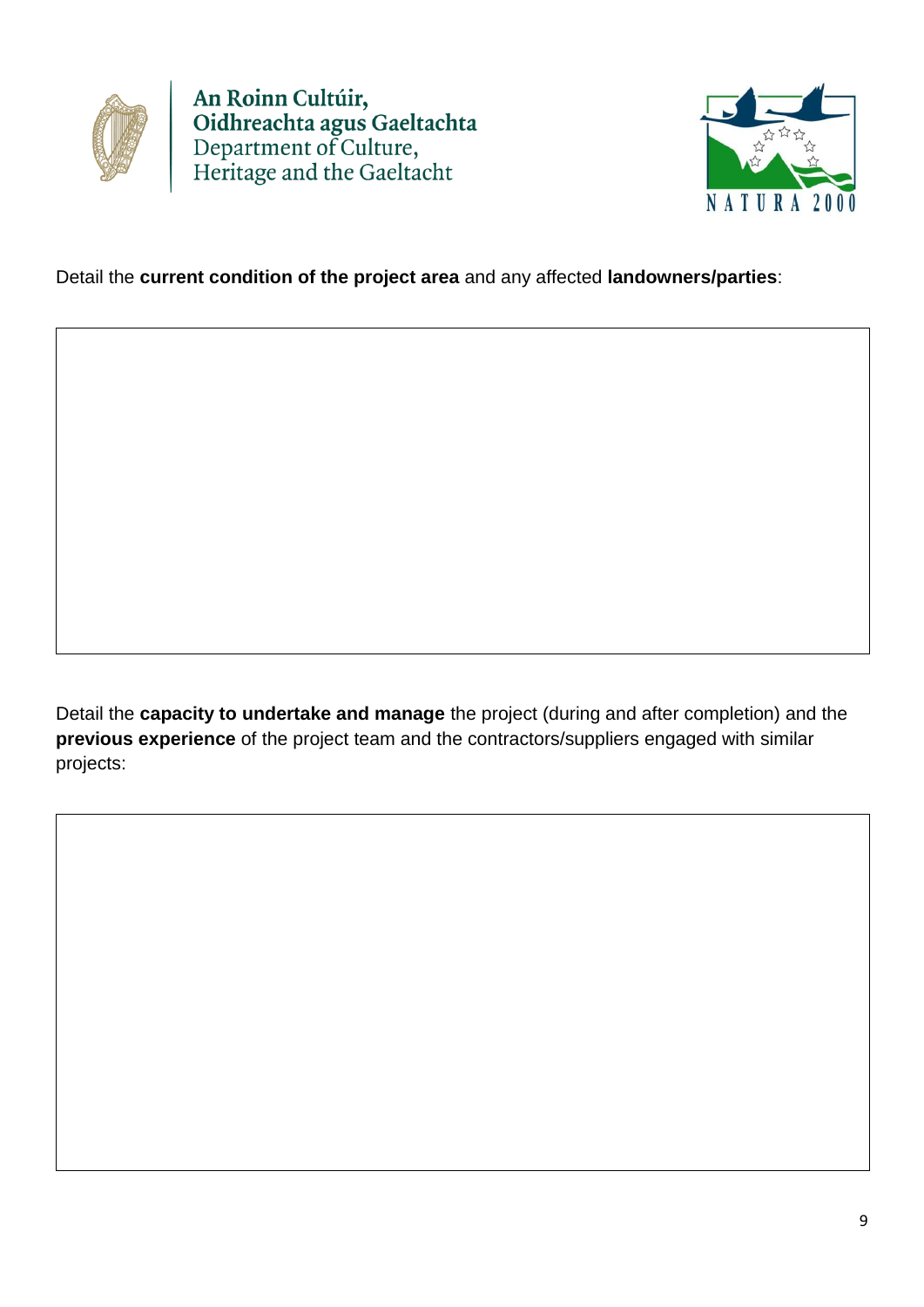An Roinn Cultúir, Oidhreachta agus Gaeltachta
Department of Culture, Heritage and the Gaeltacht

Detail the **current condition of the project area** and any affected **landowners/parties**:

| |
|---|
| |

Detail the **capacity to undertake and manage** the project (during and after completion) and the **previous experience** of the project team and the contractors/suppliers engaged with similar projects:

| |
|---|
| |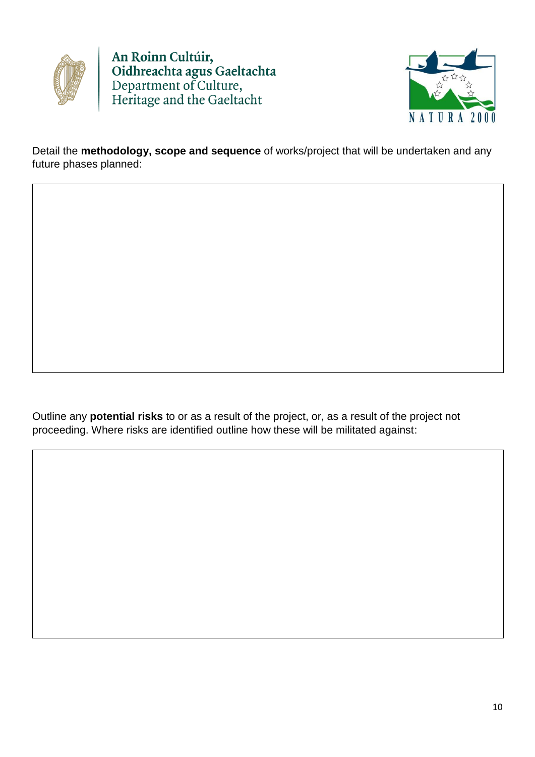An Roinn Cultúir, Oidhreachta agus Gaeltachta
Department of Culture, Heritage and the Gaeltacht

Detail the **methodology, scope and sequence** of works/project that will be undertaken and any future phases planned:

| |
|---|
| |

Outline any **potential risks** to or as a result of the project, or, as a result of the project not proceeding. Where risks are identified outline how these will be militated against:

| |
|---|
| |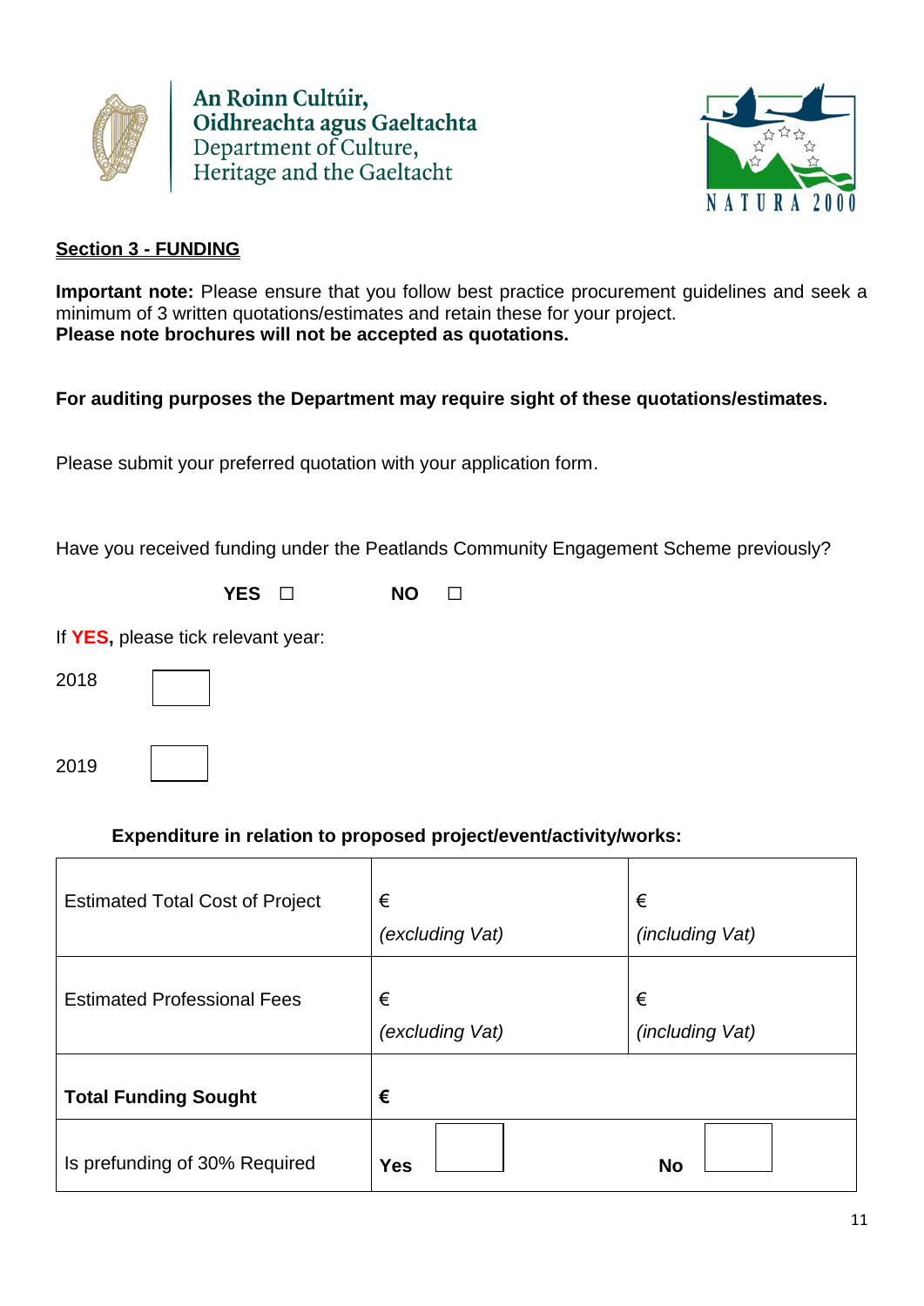An Roinn Cultúir,
Oidhreachta agus Gaeltachta
Department of Culture,
Heritage and the Gaeltacht

NATURA 2000

## Section 3 - FUNDING

**Important note:** Please ensure that you follow best practice procurement guidelines and seek a minimum of 3 written quotations/estimates and retain these for your project.
**Please note brochures will not be accepted as quotations.**

**For auditing purposes the Department may require sight of these quotations/estimates.**

Please submit your preferred quotation with your application form.

Have you received funding under the Peatlands Community Engagement Scheme previously?

**YES** ☐ **NO** ☐

If **YES,** please tick relevant year:

2018 ☐

2019 ☐

**Expenditure in relation to proposed project/event/activity/works:**

| | | |
|---|---|---|
| Estimated Total Cost of Project | € *(excluding Vat)* | € *(including Vat)* |
| Estimated Professional Fees | € *(excluding Vat)* | € *(including Vat)* |
| **Total Funding Sought** | **€** | |
| Is prefunding of 30% Required | **Yes** ☐ | **No** ☐ |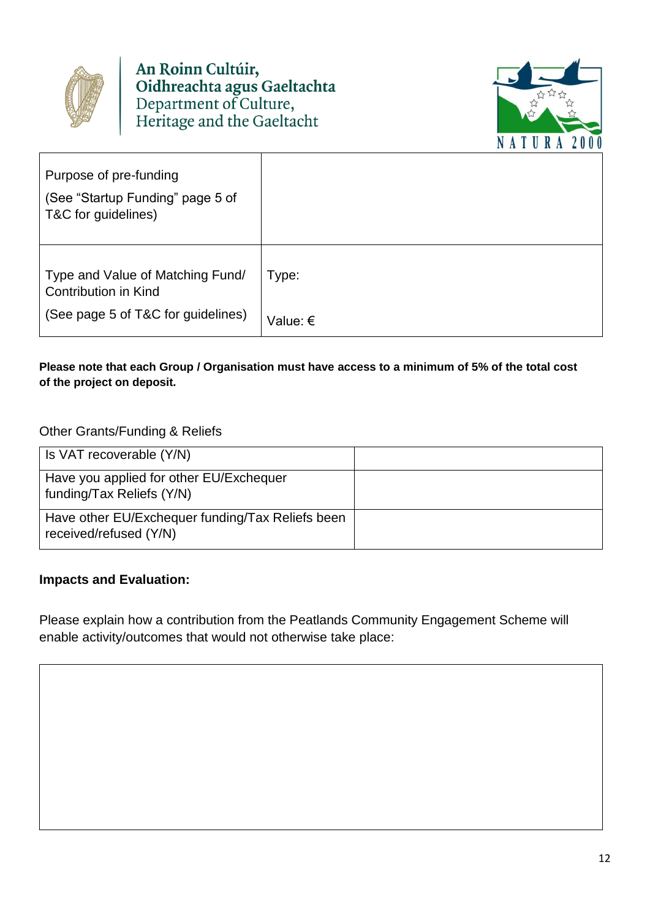An Roinn Cultúir, Oidhreachta agus Gaeltachta
Department of Culture, Heritage and the Gaeltacht

| Purpose of pre-funding<br>(See "Startup Funding" page 5 of T&C for guidelines) | |
|---|---|
| Type and Value of Matching Fund/ Contribution in Kind<br>(See page 5 of T&C for guidelines) | Type:<br>Value: € |

**Please note that each Group / Organisation must have access to a minimum of 5% of the total cost of the project on deposit.**

Other Grants/Funding & Reliefs

| Is VAT recoverable (Y/N) | |
|---|---|
| Have you applied for other EU/Exchequer funding/Tax Reliefs (Y/N) | |
| Have other EU/Exchequer funding/Tax Reliefs been received/refused (Y/N) | |

**Impacts and Evaluation:**

Please explain how a contribution from the Peatlands Community Engagement Scheme will enable activity/outcomes that would not otherwise take place:

| |
|---|
| |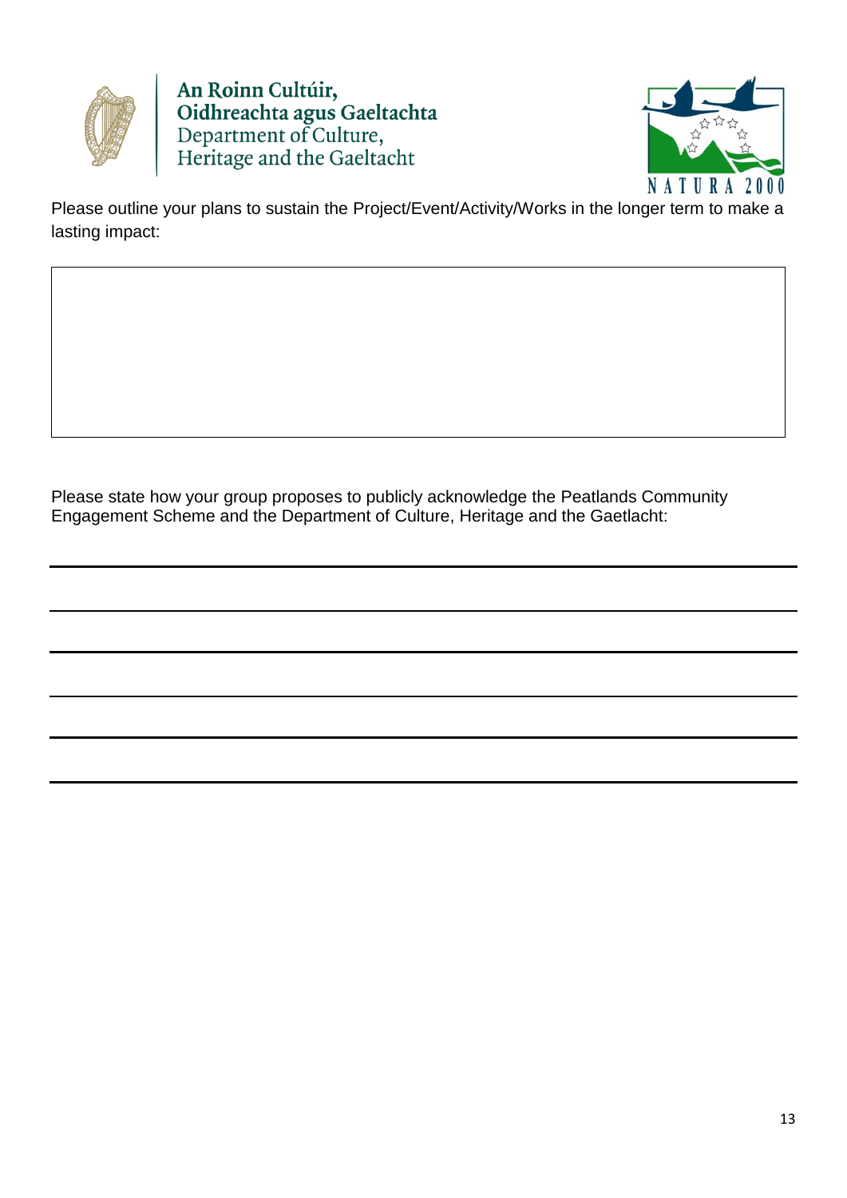Please outline your plans to sustain the Project/Event/Activity/Works in the longer term to make a lasting impact:

Please state how your group proposes to publicly acknowledge the Peatlands Community Engagement Scheme and the Department of Culture, Heritage and the Gaeltacht: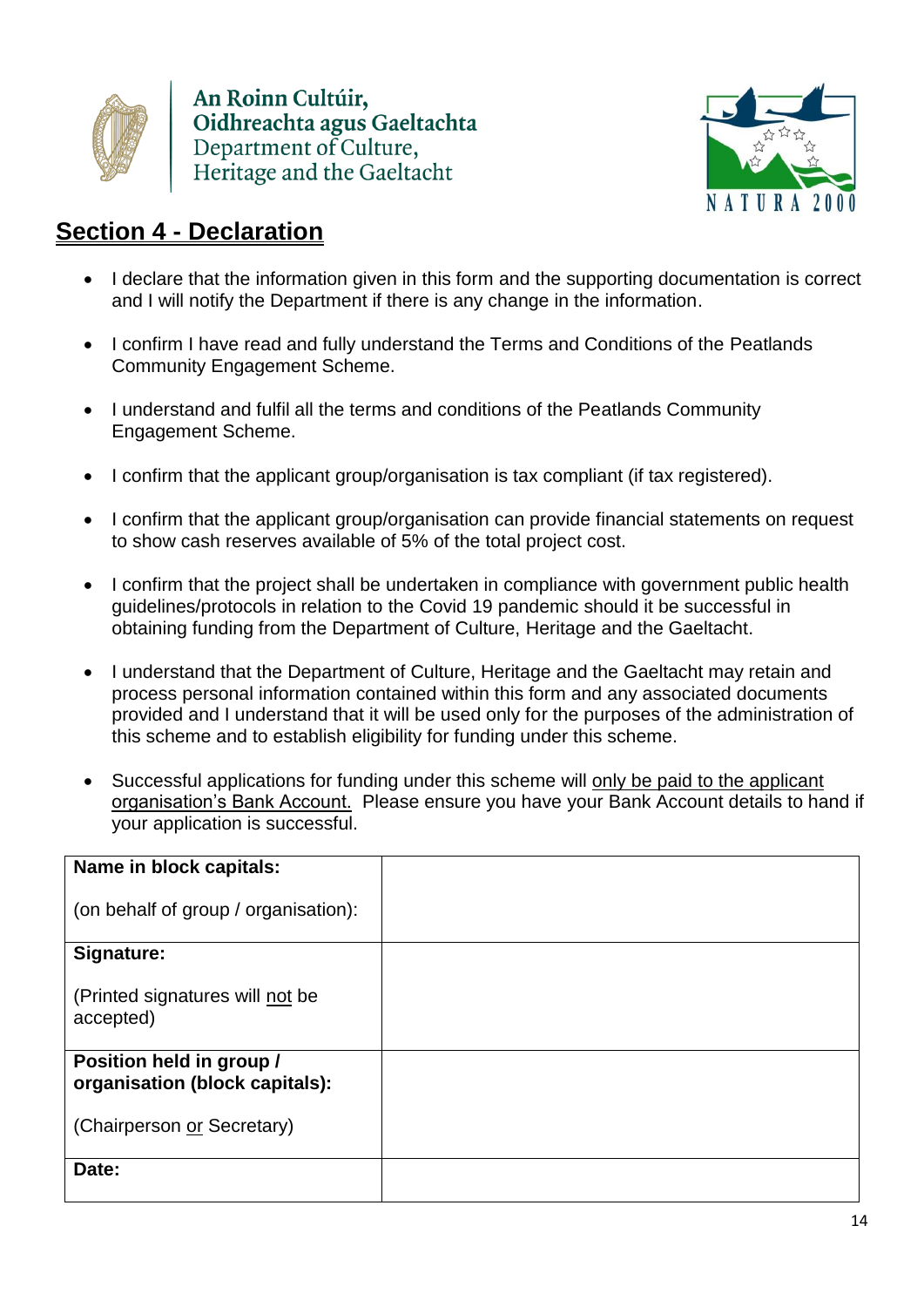An Roinn Cultúir,
Oidhreachta agus Gaeltachta
Department of Culture,
Heritage and the Gaeltacht

NATURA 2000

## Section 4 - Declaration

- I declare that the information given in this form and the supporting documentation is correct and I will notify the Department if there is any change in the information.
- I confirm I have read and fully understand the Terms and Conditions of the Peatlands Community Engagement Scheme.
- I understand and fulfil all the terms and conditions of the Peatlands Community Engagement Scheme.
- I confirm that the applicant group/organisation is tax compliant (if tax registered).
- I confirm that the applicant group/organisation can provide financial statements on request to show cash reserves available of 5% of the total project cost.
- I confirm that the project shall be undertaken in compliance with government public health guidelines/protocols in relation to the Covid 19 pandemic should it be successful in obtaining funding from the Department of Culture, Heritage and the Gaeltacht.
- I understand that the Department of Culture, Heritage and the Gaeltacht may retain and process personal information contained within this form and any associated documents provided and I understand that it will be used only for the purposes of the administration of this scheme and to establish eligibility for funding under this scheme.
- Successful applications for funding under this scheme will <u>only be paid to the applicant organisation's Bank Account.</u> Please ensure you have your Bank Account details to hand if your application is successful.

| | |
|---|---|
| **Name in block capitals:**<br><br>(on behalf of group / organisation): | |
| **Signature:**<br><br>(Printed signatures will <u>not</u> be accepted) | |
| **Position held in group / organisation (block capitals):**<br><br>(Chairperson <u>or</u> Secretary) | |
| **Date:** | |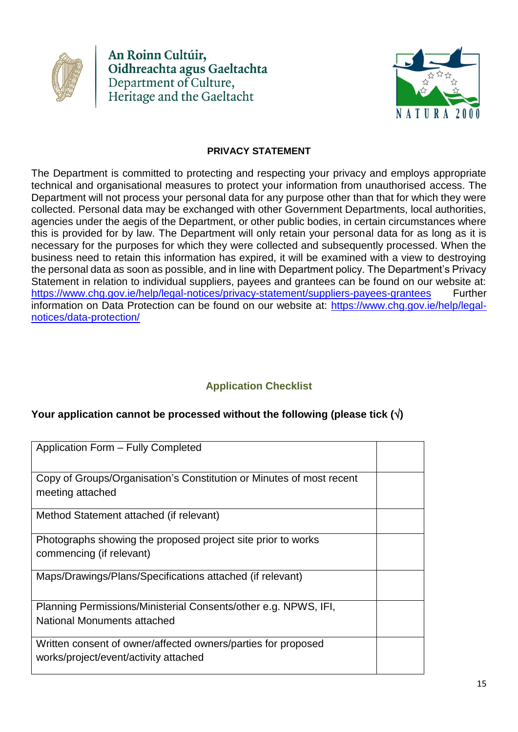An Roinn Cultúir, Oidhreachta agus Gaeltachta
Department of Culture, Heritage and the Gaeltacht

NATURA 2000

**PRIVACY STATEMENT**

The Department is committed to protecting and respecting your privacy and employs appropriate technical and organisational measures to protect your information from unauthorised access. The Department will not process your personal data for any purpose other than that for which they were collected. Personal data may be exchanged with other Government Departments, local authorities, agencies under the aegis of the Department, or other public bodies, in certain circumstances where this is provided for by law. The Department will only retain your personal data for as long as it is necessary for the purposes for which they were collected and subsequently processed. When the business need to retain this information has expired, it will be examined with a view to destroying the personal data as soon as possible, and in line with Department policy. The Department's Privacy Statement in relation to individual suppliers, payees and grantees can be found on our website at: https://www.chg.gov.ie/help/legal-notices/privacy-statement/suppliers-payees-grantees Further information on Data Protection can be found on our website at: https://www.chg.gov.ie/help/legal-notices/data-protection/

## Application Checklist

**Your application cannot be processed without the following (please tick (√)**

| | |
|---|---|
| Application Form – Fully Completed | |
| Copy of Groups/Organisation's Constitution or Minutes of most recent meeting attached | |
| Method Statement attached (if relevant) | |
| Photographs showing the proposed project site prior to works commencing (if relevant) | |
| Maps/Drawings/Plans/Specifications attached (if relevant) | |
| Planning Permissions/Ministerial Consents/other e.g. NPWS, IFI, National Monuments attached | |
| Written consent of owner/affected owners/parties for proposed works/project/event/activity attached | |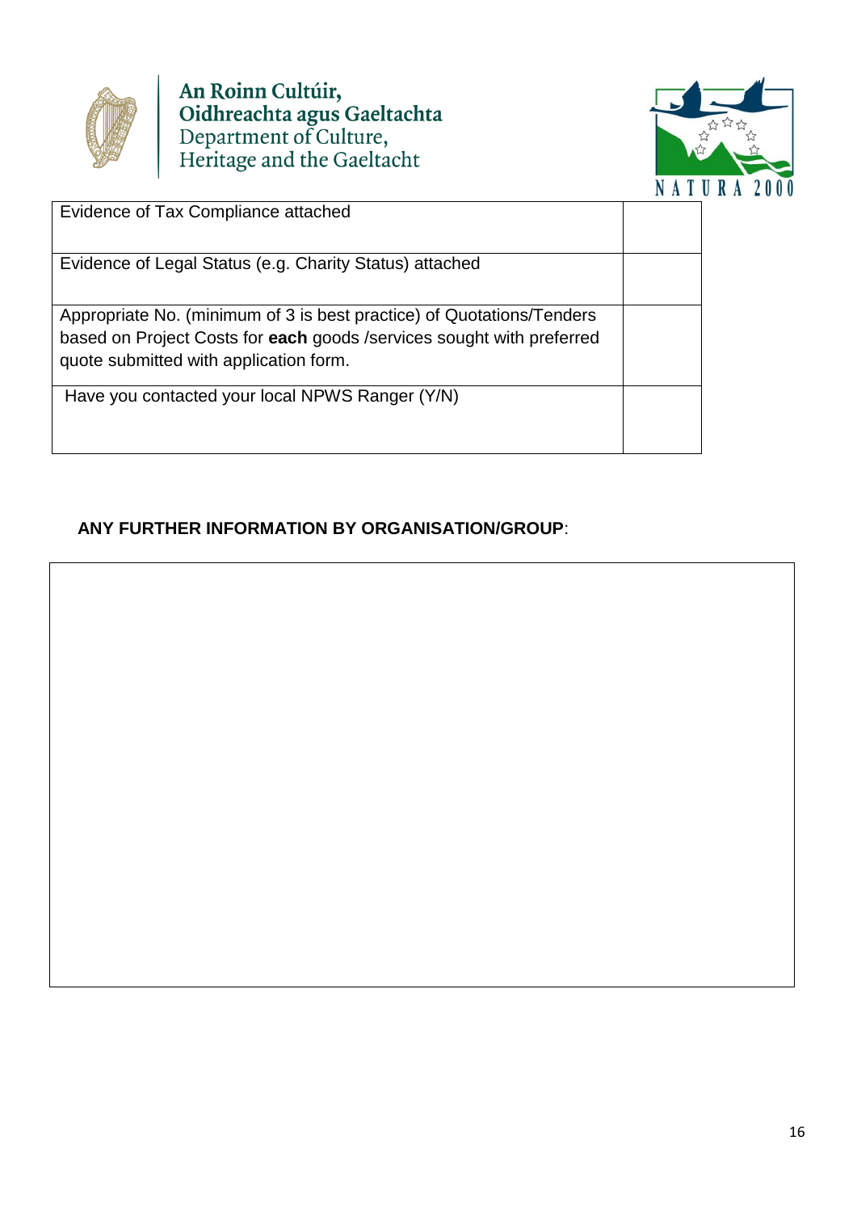An Roinn Cultúir, Oidhreachta agus Gaeltachta
Department of Culture, Heritage and the Gaeltacht

NATURA 2000

| | |
|---|---|
| Evidence of Tax Compliance attached | |
| Evidence of Legal Status (e.g. Charity Status) attached | |
| Appropriate No. (minimum of 3 is best practice) of Quotations/Tenders based on Project Costs for **each** goods /services sought with preferred quote submitted with application form. | |
| Have you contacted your local NPWS Ranger (Y/N) | |

**ANY FURTHER INFORMATION BY ORGANISATION/GROUP**: